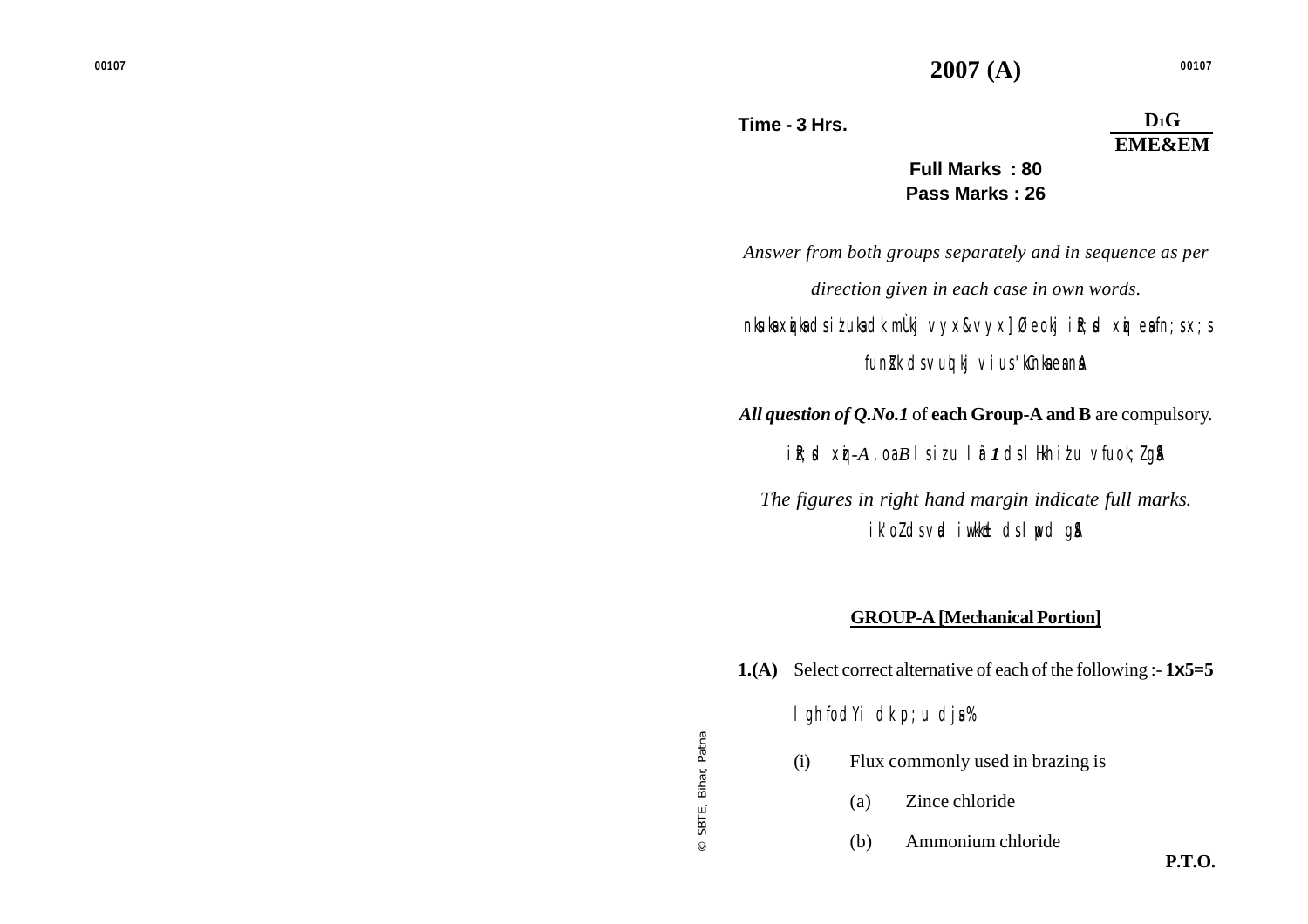# 2007 (A)

**Time - 3 Hrs.**

**D1G**
**EME&EM**

**Full Marks : 80**
**Pass Marks : 26**

*Answer from both groups separately and in sequence as per direction given in each case in own words.*

nksuksa xzqiksa ds iz'uksa dk mÙkj vyx&vyx] Øeokj izR;sd xzqi esa fn;s x;s funsZ'k ds vuqlkj viuss 'kCnksa esa nsaA

***All question of Q.No.1*** of **each Group-A and B** are compulsory.

izR;sd xzqi-*A* ,oa *B* ls iz'u la- ***1*** ds lHkh iz'u vfuok;Z gSaA

*The figures in right hand margin indicate full marks.*

iz'oZ ds vad iw.kkZad ds lwpd gSaA

## GROUP-A [Mechanical Portion]

**1.(A)** Select correct alternative of each of the following :- **1x5=5**

lgh fodYi dk p;u djsa%

(i) Flux commonly used in brazing is

(a) Zince chloride

(b) Ammonium chloride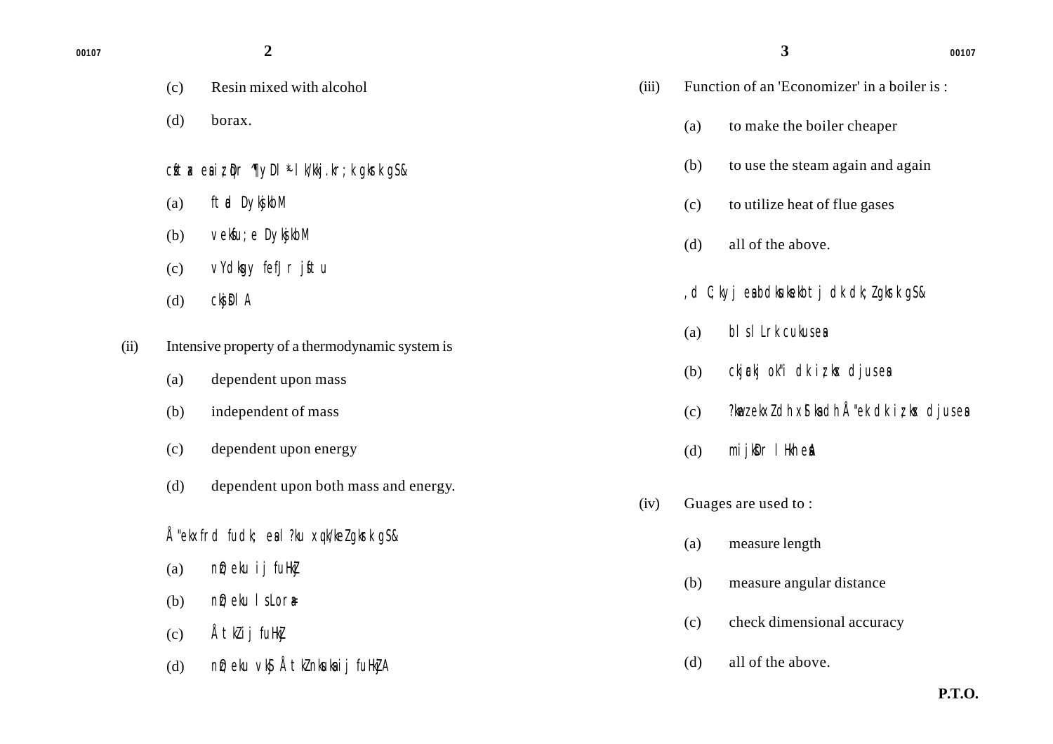(c) Resin mixed with alcohol

(d) borax.

cÝt x eas iz;Dr ¶yDl ¾ lk/kkj.kr;k gksrk gS&

(a) ftad Dyksjkb.M

(b) veksfu;e Dyksjkb.M

(c) vYdksgy fefJr jsftu

(d) cksjsDl A

(ii) Intensive property of a thermodynamic system is

(a) dependent upon mass

(b) independent of mass

(c) dependent upon energy

(d) dependent upon both mass and energy.

Å"ekxfrd fudk; eas l?ku xq.k/keZ gksrk gS&

(a) nzO;eku ij fuHkZj

(b) nzO;eku ls Lora=

(c) ÅtkZ ij fuHkZj

(d) nzO;eku vkSj ÅtkZ nksuksa ij fuHkZjA

(iii) Function of an 'Economizer' in a boiler is :

(a) to make the boiler cheaper

(b) to use the steam again and again

(c) to utilize heat of flue gases

(d) all of the above.

,d C;kyj esa bdksuksekbtj dk dk;Z gksrk gS&

(a) blsl Lrk cukus esa

(b) ckj&ckj ok"i dk iz;ksx djus esa

(c) ?kwezekxZ dh xSlksa dh Å"ek dk iz;ksx djus esa

(d) mijksDr lHkh esaA

(iv) Guages are used to :

(a) measure length

(b) measure angular distance

(c) check dimensional accuracy

(d) all of the above.

P.T.O.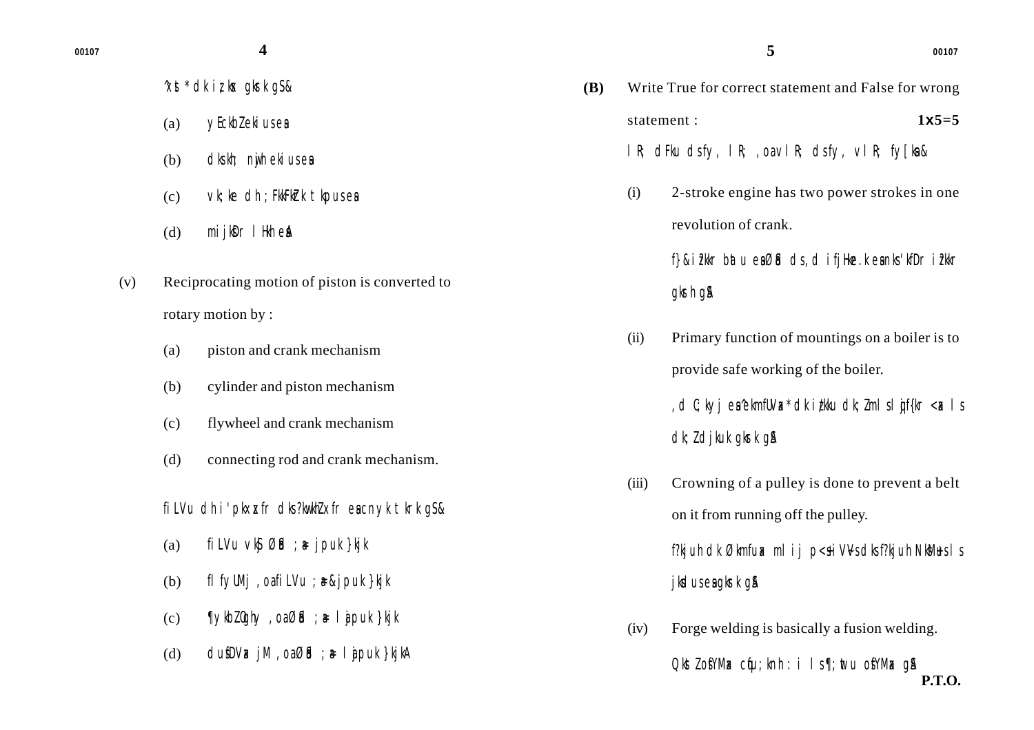^xst* dk iz;ksx gksrk gS&

(a) yEckbZ ekius esa

(b) dks.kh; nwjh ekius esa

(c) vk;ke dh ;FkkFkZrk tkapus esa

(d) mijksDr lHkh esaA

(v) Reciprocating motion of piston is converted to rotary motion by :

(a) piston and crank mechanism

(b) cylinder and piston mechanism

(c) flywheel and crank mechanism

(d) connecting rod and crank mechanism.

fiLVu dh i'pkxz xfr dks ?kw.kZu xfr esa cnyk tkrk gS&

(a) fiLVu vkSj Øsad ;a= jpuk }kjk

(b) flfyUMj ,oa fiLVu ;a=&jpuk }kjk

(c) ¶ykbZOghy ,oa Øsad ;a= lajpuk }kjk

(d) dusfDVax jkM ,oa Øsad ;a= lajpuk }kjkA

**(B)** Write True for correct statement and False for wrong statement : **1x5=5**

lR; dFku ds fy, lR; ,oa vlR; ds fy, vlR; fy[ksa&

(i) 2-stroke engine has two power strokes in one revolution of crank.

f}&iz?kkr batu esa Øsad ds ,d ifjHkze.k esa nks 'kfDr iz?kkr gksrh gSA

(ii) Primary function of mountings on a boiler is to provide safe working of the boiler.

,d C;kyj esa ^ekmfUVax* dk izkFkfed dk;Z mls lqjf{kr <ax ls dk;Z djkuk gksrk gSA

(iii) Crowning of a pulley is done to prevent a belt on it from running off the pulley.

f?kjuh dk Økmfuax mlij p<+h csYV dks f?kjuh NksM+us ls jksdus esa gksrk gSA

(iv) Forge welding is basically a fusion welding.

QksZt osfYMax cqfu;knh :i ls ¶;wtu osfYMax gSA

**P.T.O.**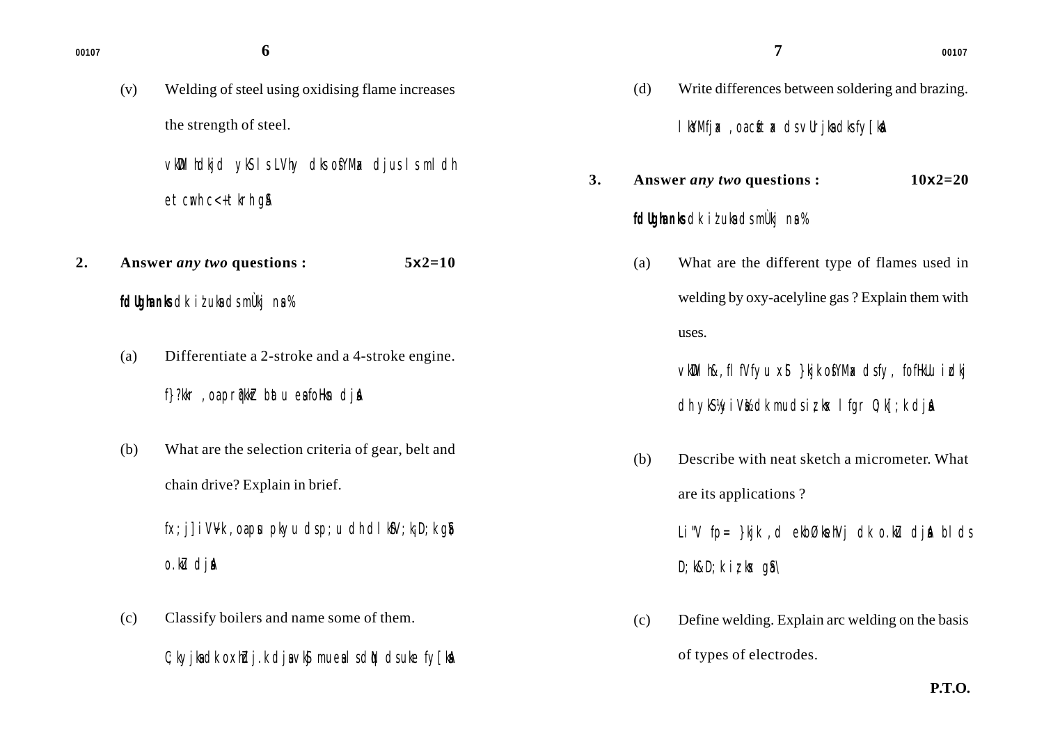(v) Welding of steel using oxidising flame increases the strength of steel.

vkWDlhdkjd ykS ls LVhy dks oSYMa djus ls mldh etcwrh c<+tkrh gSA

**2. Answer *any two* questions : 5x2=10**

**fdUgha nks** dk iz'uksa ds mÙkj nsa%

(a) Differentiate a 2-stroke and a 4-stroke engine.

f}?kkr ,oa prq?kkZr batu esa foHksn djsaA

(b) What are the selection criteria of gear, belt and chain drive? Explain in brief.

fx;j] iV~Vk ,oa psu pkyu ds p;u dh dlkSV;k¡ D;k gS\ o.kZu djsaA

(c) Classify boilers and name some of them.

C;kyjksa dk oxhZdj.k djsa vkSj muesa ls dqN ds uke fy[ksaA

(d) Write differences between soldering and brazing.

lksYMfjax ,oa czsftax ds vUrj dks fy[ksaA

**3. Answer *any two* questions : 10x2=20**

**fdUgha nks** dk iz'uksa ds mÙkj nsa%

(a) What are the different type of flames used in welding by oxy-acelyline gas ? Explain them with uses.

vkWDlh&,flfVfyu xSl }kjk oSYMax ds fy, fofHkUu izdkj dh ykS¼ykSa½ dk muds iz;ksx lfgr O;k[;k djsaA

(b) Describe with neat sketch a micrometer. What are its applications ?

Li"V fp= }kjk ,d ekbØksehVj dk o.kZu djsaA blds D;k&D;k iz;ksx gSa\

(c) Define welding. Explain arc welding on the basis of types of electrodes.

P.T.O.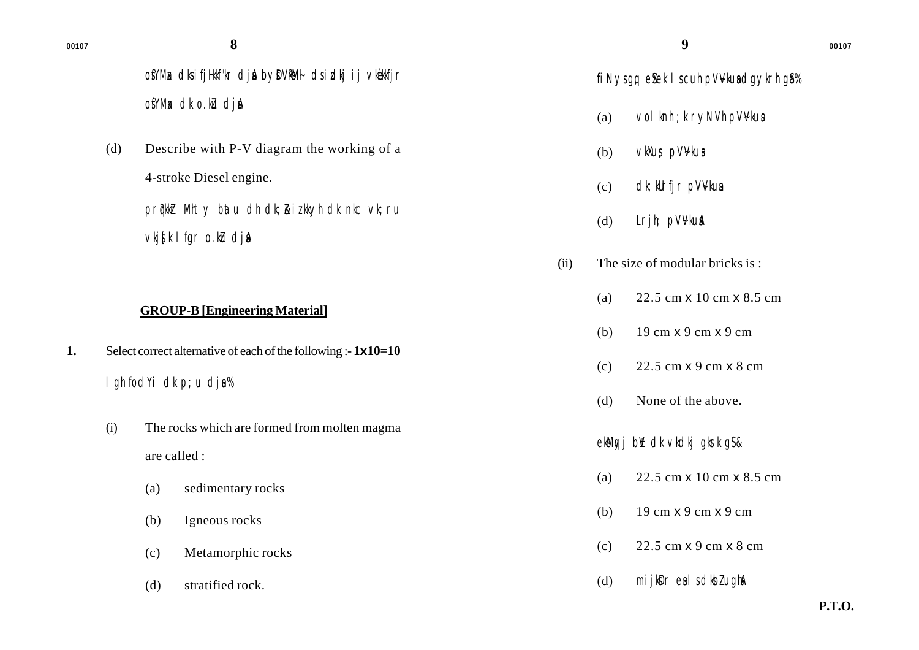oSYMax dks ifjHkkf"kr djsaA byDVªksM~ ds izdkj ij vkèkkfjr oSYMax dk o.kZu djsaA

(d) Describe with P-V diagram the working of a 4-stroke Diesel engine.

prqFkZ Mhty bUtu dh dk;Z&iz.kkyh dk nkc vk;ru vkjs[k lfgr o.kZu djsaA

## GROUP-B [Engineering Material]

**1.** Select correct alternative of each of the following :- **1x10=10**

lgh fodYi dk p;u djsa%

(i) The rocks which are formed from molten magma are called :

- (a) sedimentary rocks
- (b) Igneous rocks
- (c) Metamorphic rocks
- (d) stratified rock.

fiNys gq, eSXek ls cuh pV~Vkuksa dgykrh gSa%

- (a) volknh; ryNVh pV~Vkusa
- (b) vkXus; pV~Vkusa
- (c) dk;kUrfjr pV~Vkusa
- (d) Lrjhr pV~VkusaA

(ii) The size of modular bricks is :

- (a) 22.5 cm x 10 cm x 8.5 cm
- (b) 19 cm x 9 cm x 9 cm
- (c) 22.5 cm x 9 cm x 8 cm
- (d) None of the above.

eksMqyj bZV dk vkdkj gksrk gS&

- (a) 22.5 cm x 10 cm x 8.5 cm
- (b) 19 cm x 9 cm x 9 cm
- (c) 22.5 cm x 9 cm x 8 cm
- (d) mijksDr esa ls dksbZ ughaA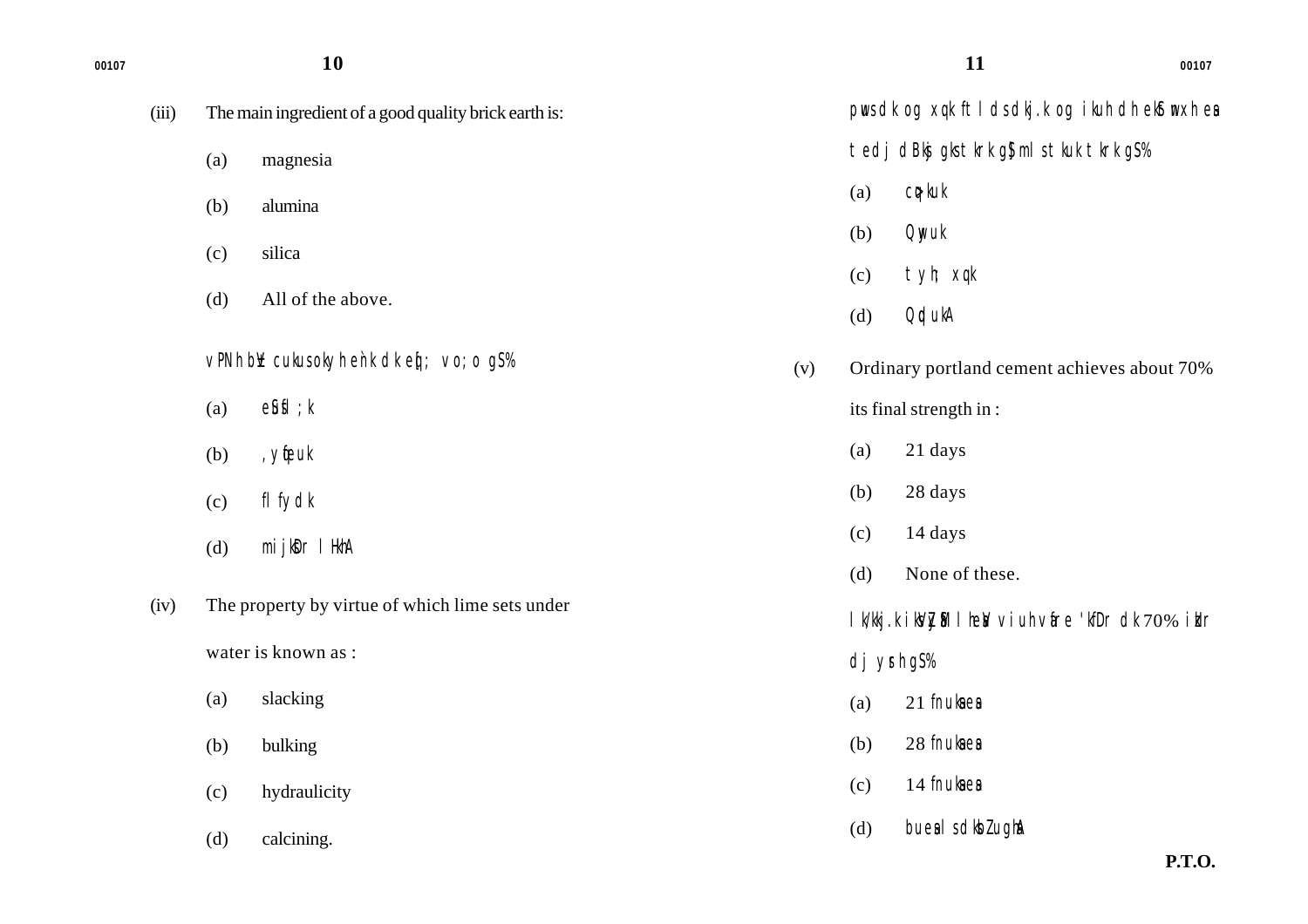(iii) The main ingredient of a good quality brick earth is:

(a) magnesia

(b) alumina

(c) silica

(d) All of the above.

vPNh bZV cukusokyh ehV~Vh dk eq[; vo;o gS%

(a) eSfXuf'k;k

(b) ,yqfeuk

(c) flfydk

(d) mijksDr lHkhA

(iv) The property by virtue of which lime sets under water is known as :

(a) slacking

(b) bulking

(c) hydraulicity

(d) calcining.

pwus dk og xq.k ftlds dkj.k og ikuh dh ekStwxh esa tedj dBksj gks tkrk gS] mls tkuk tkrk gS%

(a) cq>kuk

(b) Qwyuk

(c) tyh; xq.k

(d) QqdukA

(v) Ordinary portland cement achieves about 70% its final strength in :

(a) 21 days

(b) 28 days

(c) 14 days

(d) None of these.

lk/kkj.k iksVZySaM lhesaV viuh vfUre 'kfDr dk 70% izkIr djrh gS%

(a) 21 fnuksa esa

(b) 28 fnuksa esa

(c) 14 fnuksa esa

(d) buesa ls dksbZ ughaA

P.T.O.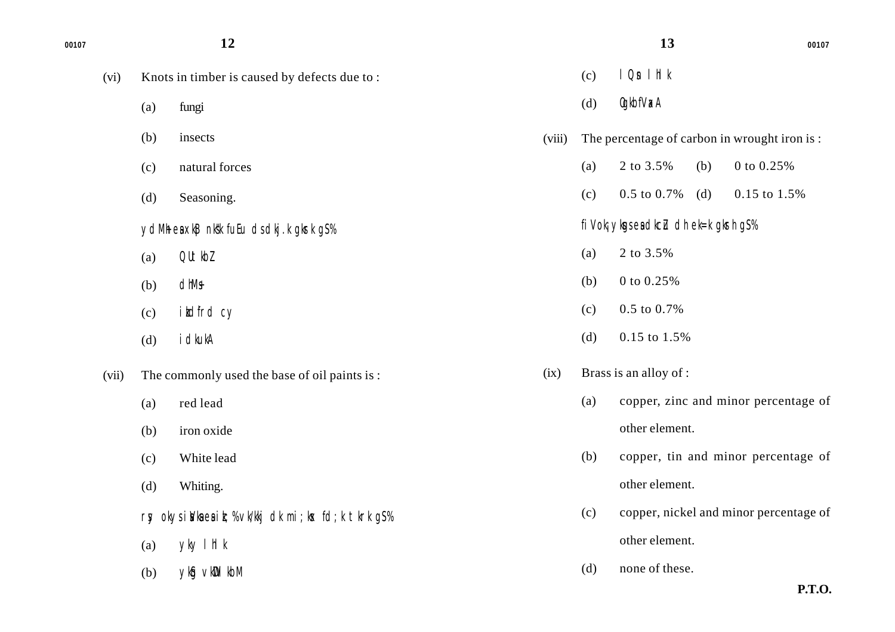(vi) Knots in timber is caused by defects due to :

(a) fungi

(b) insects

(c) natural forces

(d) Seasoning.

ydM+h esa xkaB nks"k fuEu ds dkj.k gksrk gS%

(a) QUtkbZ

(b) dhM+s

(c) izkd`frd cy

(d) idkuk A

(vii) The commonly used the base of oil paints is :

(a) red lead

(b) iron oxide

(c) White lead

(d) Whiting.

rsy okys isaVksa esa izk;% vk/kkj dk mi;ksx fd;k tkrk gS%

(a) yky lhlk

(b) ykSg vkWDlkbM

(c) lQsn lhlk

(d) OgkbfVax A

(viii) The percentage of carbon in wrought iron is :

(a) 2 to 3.5% (b) 0 to 0.25%

(c) 0.5 to 0.7% (d) 0.15 to 1.5%

fiVok¡ yksgs esa dkcZu dh ek=k gksrh gS%

(a) 2 to 3.5%

(b) 0 to 0.25%

(c) 0.5 to 0.7%

(d) 0.15 to 1.5%

(ix) Brass is an alloy of :

(a) copper, zinc and minor percentage of other element.

(b) copper, tin and minor percentage of other element.

(c) copper, nickel and minor percentage of other element.

(d) none of these.

**P.T.O.**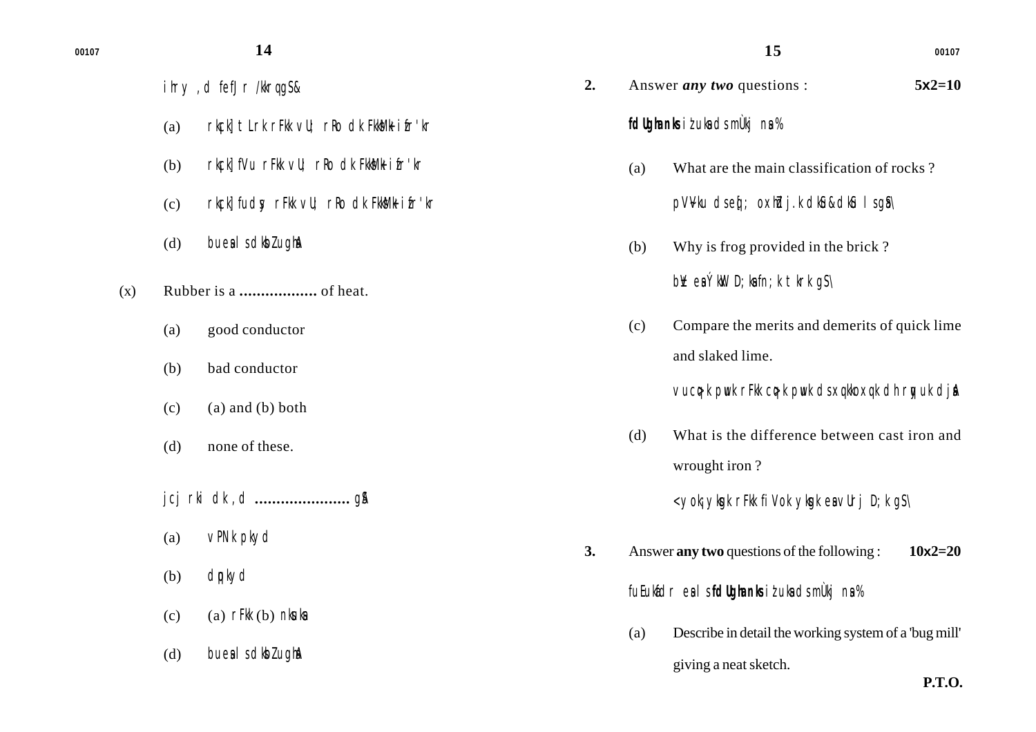ihry ,d feJ /kkrq gS&

(a) rkack] tLrk rFkk vU; rRo dk FkksM+k izfr'kr

(b) rkack] fVu rFkk vU; rRo dk FkksM+k izfr'kr

(c) rkack] fudy rFkk vU; rRo dk FkksM+k izfr'kr

(d) buesa ls dksbZ ugha

(x) Rubber is a **..................** of heat.

(a) good conductor

(b) bad conductor

(c) (a) and (b) both

(d) none of these.

jcj rki dk ,d **......................** gSA

(a) vPNk pkyd

(b) dqpkyd

(c) (a) rFkk (b) nksuksa

(d) buesa ls dksbZ ugha

**2.** Answer ***any two*** questions : **5x2=10**

**fdUgha nks** iz'uksa ds mÙkj nsa%

(a) What are the main classification of rocks ?

pV~Vku ds eq[; oxhZdj.k dkSu&dkSu ls gSa\

(b) Why is frog provided in the brick ?

bZV esa ÝkWx D;ksa fn;k tkrk gS\

(c) Compare the merits and demerits of quick lime and slaked lime.

vucq>k pwuk rFkk cq>k pwuk ds xq.kks o vxq.kksa dh rqyuk djsaA

(d) What is the difference between cast iron and wrought iron ?

<yok¡ yksgk rFkk fiVok yksgk esa vUrj D;k gS\

**3.** Answer **any two** questions of the following : **10x2=20**

fuEufyf[kr esa ls **fdUgha nks** iz'uksa ds mÙkj nsa%

(a) Describe in detail the working system of a 'bug mill' giving a neat sketch.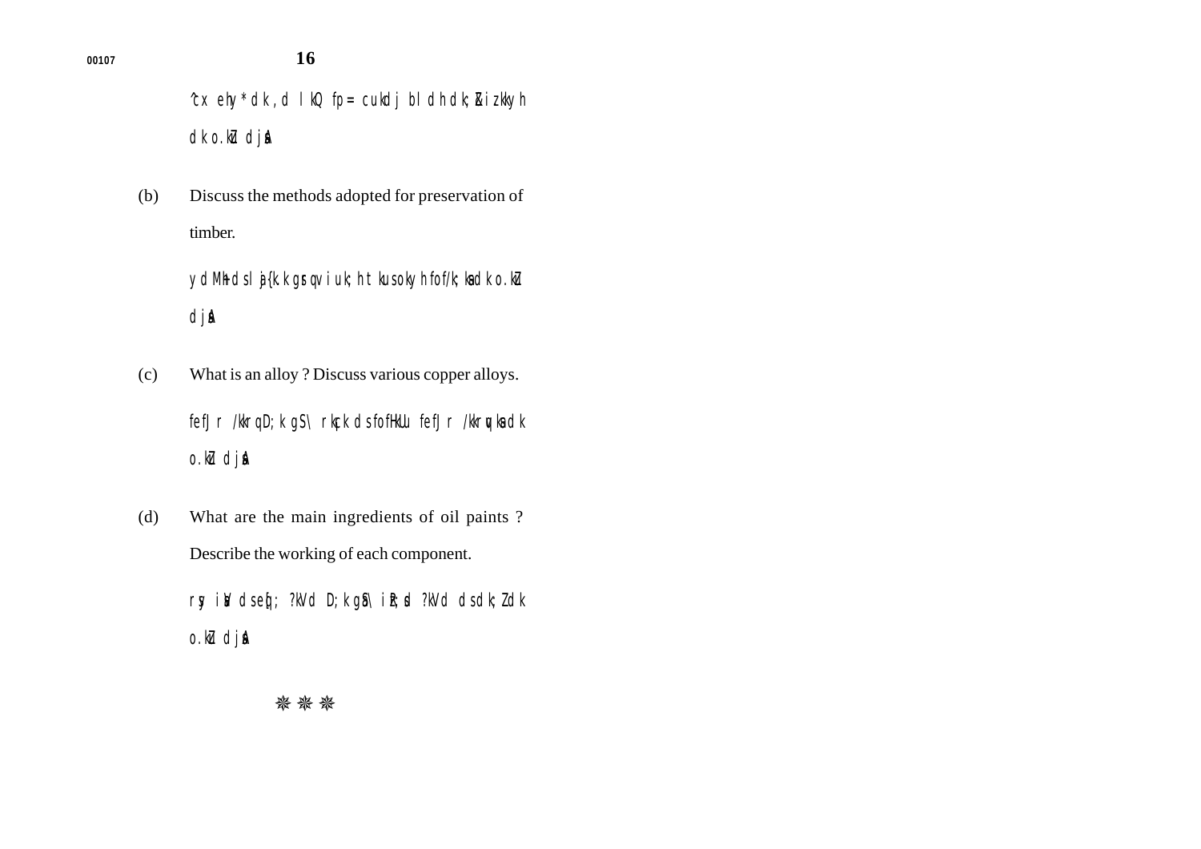^cx ehy* dk ,d lkQ fp= cukdj bl dh dk;Z izkkyh dk o.kZu djsaA

(b) Discuss the methods adopted for preservation of timber.

ydM+h ds laj{k.k gsrq viuk;h tkus okyh fof/k;ksa dk o.kZu djsaA

(c) What is an alloy ? Discuss various copper alloys.

feJ /kkrq D;k gS\ rkacs ds fofHkUu feJ /kkrqvksa dk o.kZu djsaA

(d) What are the main ingredients of oil paints ? Describe the working of each component.

rsy isaV ds eq[; ?kVd D;k gSa\ izR;sd ?kVd ds dk;Z dk o.kZu djsaA

❋ ❋ ❋